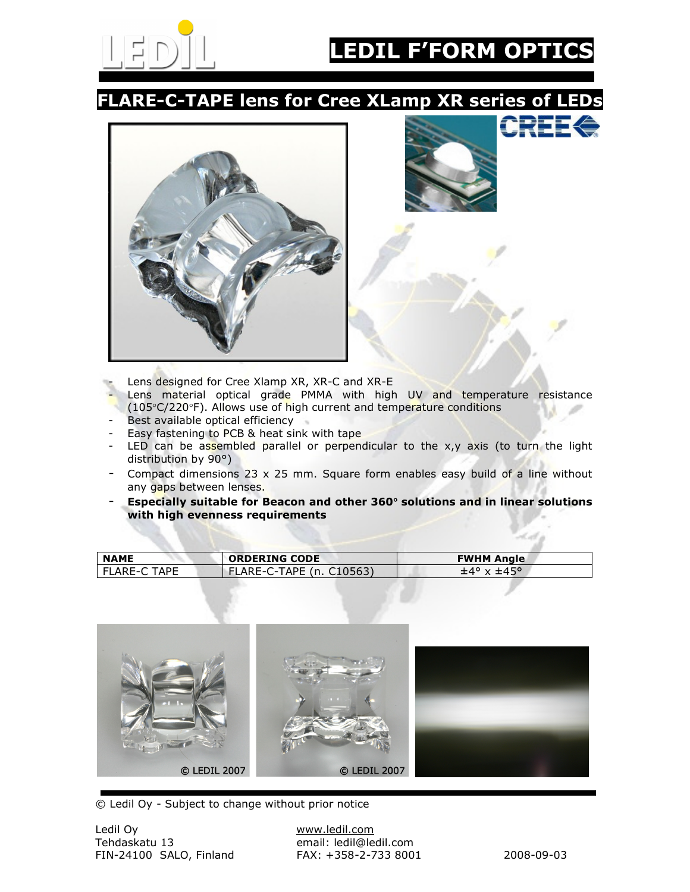# LEDIL F'FORM OPTICS

## FLARE-C-TAPE lens for Cree XLamp XR series of LEDs

- Lens designed for Cree Xlamp XR, XR-C and XR-E
- Lens material optical grade PMMA with high UV and temperature resistance (105°C/220°F). Allows use of high current and temperature conditions
- Best available optical efficiency
- Easy fastening to PCB & heat sink with tape
- LED can be assembled parallel or perpendicular to the x,y axis (to turn the light distribution by 90°)
- Compact dimensions 23 x 25 mm. Square form enables easy build of a line without any gaps between lenses.
- **Especially suitable for Beacon and other 360° solutions and in linear solutions with high evenness requirements**

| NAME | ORDERING CODE | FWHM Angle |
|---|---|---|
| FLARE-C TAPE | FLARE-C-TAPE (n. C10563) | ±4° x ±45° |

© LEDIL 2007

© LEDIL 2007

© Ledil Oy - Subject to change without prior notice

Ledil Oy
Tehdaskatu 13
FIN-24100 SALO, Finland

www.ledil.com
email: ledil@ledil.com
FAX: +358-2-733 8001

2008-09-03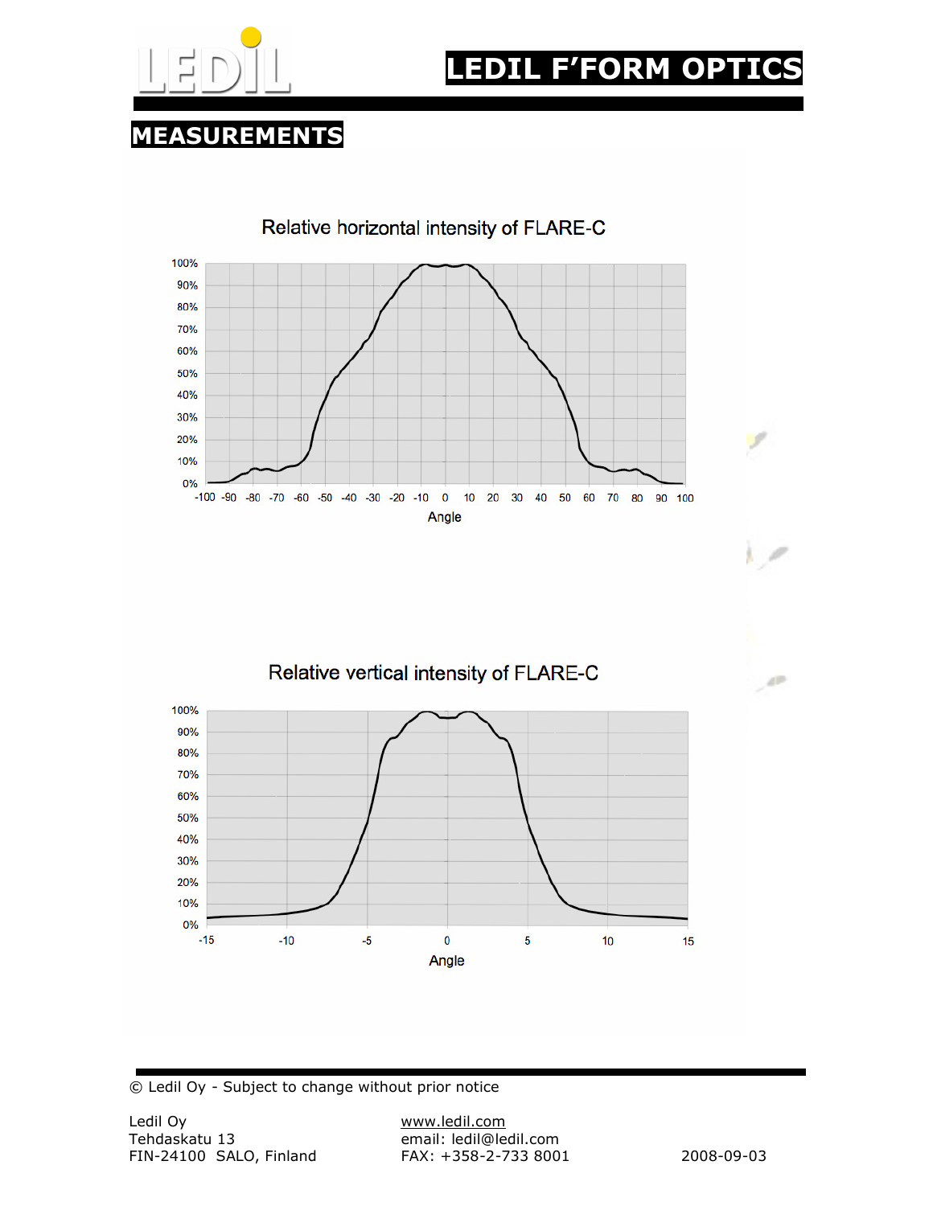# LEDIL F'FORM OPTICS

## MEASUREMENTS

Relative horizontal intensity of FLARE-C

Relative vertical intensity of FLARE-C

© Ledil Oy - Subject to change without prior notice

Ledil Oy
Tehdaskatu 13
FIN-24100 SALO, Finland

www.ledil.com
email: ledil@ledil.com
FAX: +358-2-733 8001

2008-09-03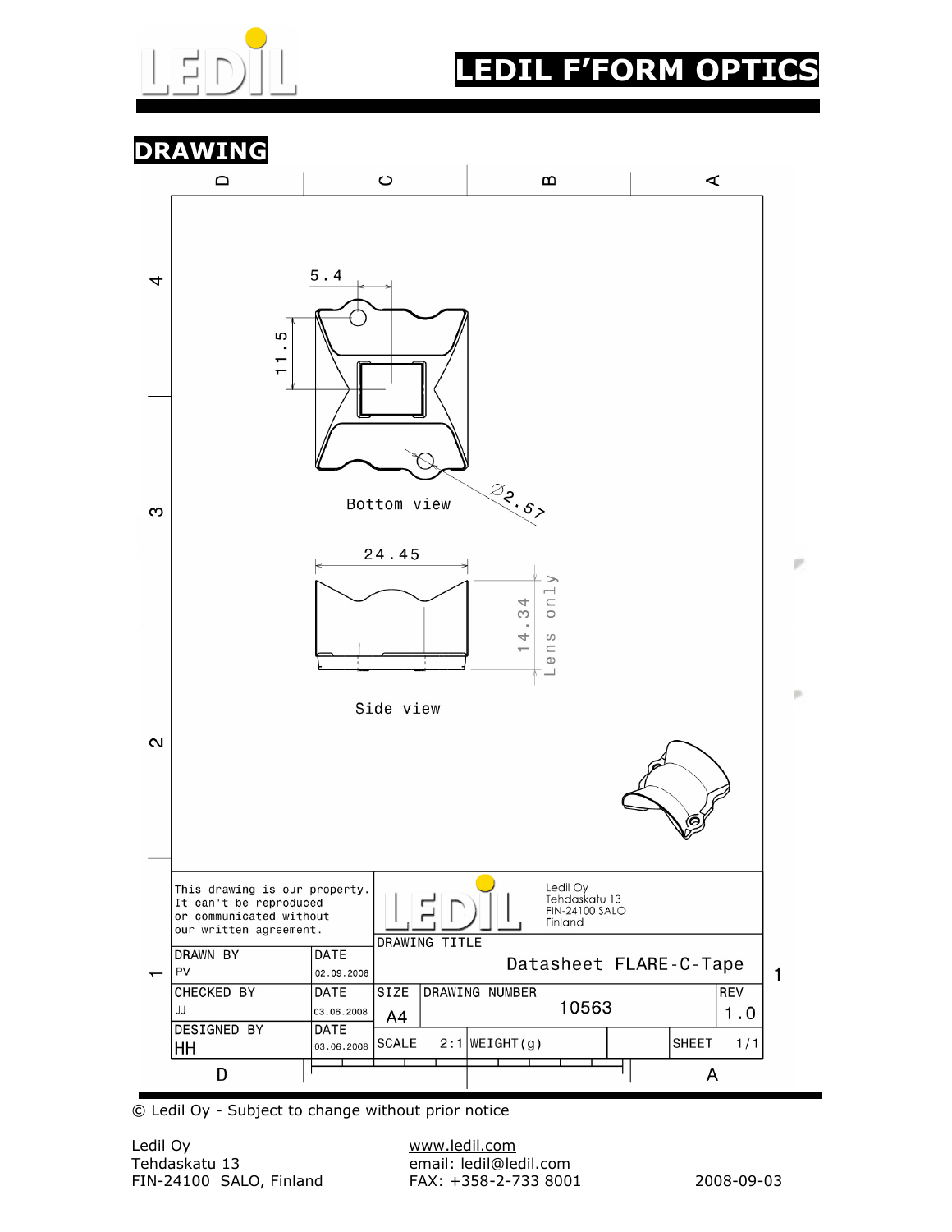# LEDIL F'FORM OPTICS

## DRAWING

D C B A

4

5.4

11.5

Bottom view

Ø2.57

3

24.45

14.34

Lens only

Side view

2

This drawing is our property. It can't be reproduced or communicated without our written agreement.

Ledil Oy
Tehdaskatu 13
FIN-24100 SALO
Finland

| | | | | | | |
|---|---|---|---|---|---|---|
| DRAWN BY PV | DATE 02.09.2008 | DRAWING TITLE | Datasheet FLARE-C-Tape | | | |
| CHECKED BY JJ | DATE 03.06.2008 | SIZE A4 | DRAWING NUMBER | 10563 | | REV 1.0 |
| DESIGNED BY HH | DATE 03.06.2008 | SCALE 2:1 | WEIGHT(g) | | | SHEET 1/1 |

1

D A

© Ledil Oy - Subject to change without prior notice

Ledil Oy
Tehdaskatu 13
FIN-24100 SALO, Finland

www.ledil.com
email: ledil@ledil.com
FAX: +358-2-733 8001

2008-09-03